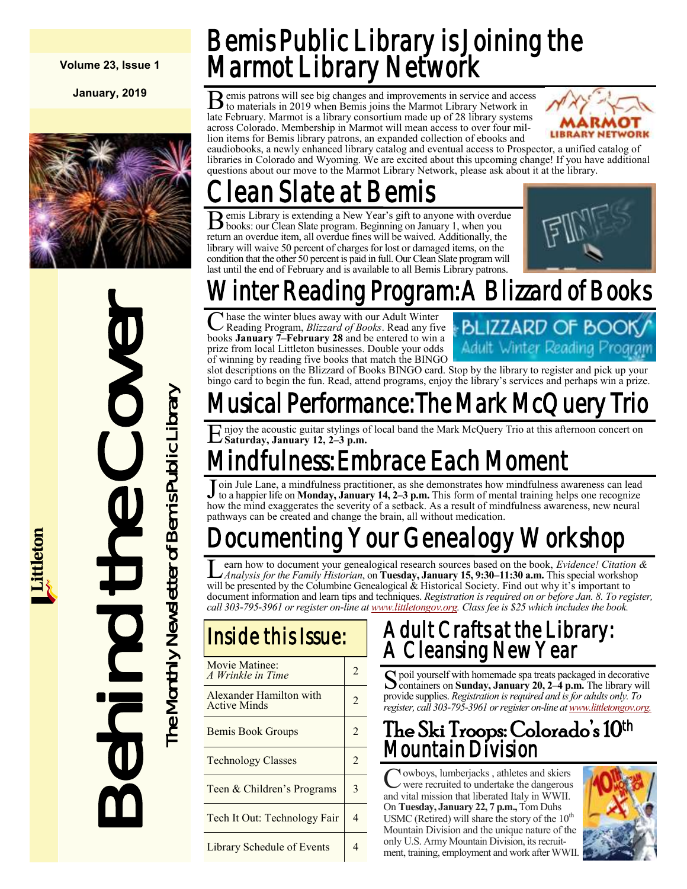Volume 23, Issue 1

January, 2019

# Behind the Cover

The Monthly Newsletter of Bemis Public Library

Littleton

## Bemis Public Library is Joining the Marmot Library Network

Bemis patrons will see big changes and improvements in service and access to materials in 2019 when Bemis joins the Marmot Library Network in late February. Marmot is a library consortium made up of 28 library systems across Colorado. Membership in Marmot will mean access to over four million items for Bemis library patrons, an expanded collection of ebooks and eaudiobooks, a newly enhanced library catalog and eventual access to Prospector, a unified catalog of libraries in Colorado and Wyoming. We are excited about this upcoming change! If you have additional questions about our move to the Marmot Library Network, please ask about it at the library.

## Clean Slate at Bemis

Bemis Library is extending a New Year's gift to anyone with overdue books: our Clean Slate program. Beginning on January 1, when you return an overdue item, all overdue fines will be waived. Additionally, the library will waive 50 percent of charges for lost or damaged items, on the condition that the other 50 percent is paid in full. Our Clean Slate program will last until the end of February and is available to all Bemis Library patrons.

## Winter Reading Program: A Blizzard of Books

Chase the winter blues away with our Adult Winter Reading Program, *Blizzard of Books*. Read any five books **January 7–February 28** and be entered to win a prize from local Littleton businesses. Double your odds of winning by reading five books that match the BINGO slot descriptions on the Blizzard of Books BINGO card. Stop by the library to register and pick up your bingo card to begin the fun. Read, attend programs, enjoy the library's services and perhaps win a prize.

## Musical Performance: The Mark McQuery Trio

Enjoy the acoustic guitar stylings of local band the Mark McQuery Trio at this afternoon concert on **Saturday, January 12, 2–3 p.m.**

## Mindfulness: Embrace Each Moment

Join Jule Lane, a mindfulness practitioner, as she demonstrates how mindfulness awareness can lead to a happier life on **Monday, January 14, 2–3 p.m.** This form of mental training helps one recognize how the mind exaggerates the severity of a setback. As a result of mindfulness awareness, new neural pathways can be created and change the brain, all without medication.

## Documenting Your Genealogy Workshop

Learn how to document your genealogical research sources based on the book, *Evidence! Citation & Analysis for the Family Historian*, on **Tuesday, January 15, 9:30–11:30 a.m.** This special workshop will be presented by the Columbine Genealogical & Historical Society. Find out why it's important to document information and learn tips and techniques. *Registration is required on or before Jan. 8. To register, call 303-795-3961 or register on-line at www.littletongov.org. Class fee is $25 which includes the book.*

## Inside this Issue:

| | |
|---|---|
| Movie Matinee: *A Wrinkle in Time* | 2 |
| Alexander Hamilton with Active Minds | 2 |
| Bemis Book Groups | 2 |
| Technology Classes | 2 |
| Teen & Children's Programs | 3 |
| Tech It Out: Technology Fair | 4 |
| Library Schedule of Events | 4 |

## Adult Crafts at the Library: A Cleansing New Year

Spoil yourself with homemade spa treats packaged in decorative containers on **Sunday, January 20, 2–4 p.m.** The library will provide supplies. *Registration is required and is for adults only. To register, call 303-795-3961 or register on-line at www.littletongov.org.*

## The Ski Troops: Colorado's 10th Mountain Division

Cowboys, lumberjacks , athletes and skiers were recruited to undertake the dangerous and vital mission that liberated Italy in WWII. On **Tuesday, January 22, 7 p.m.,** Tom Duhs USMC (Retired) will share the story of the 10th Mountain Division and the unique nature of the only U.S. Army Mountain Division, its recruitment, training, employment and work after WWII.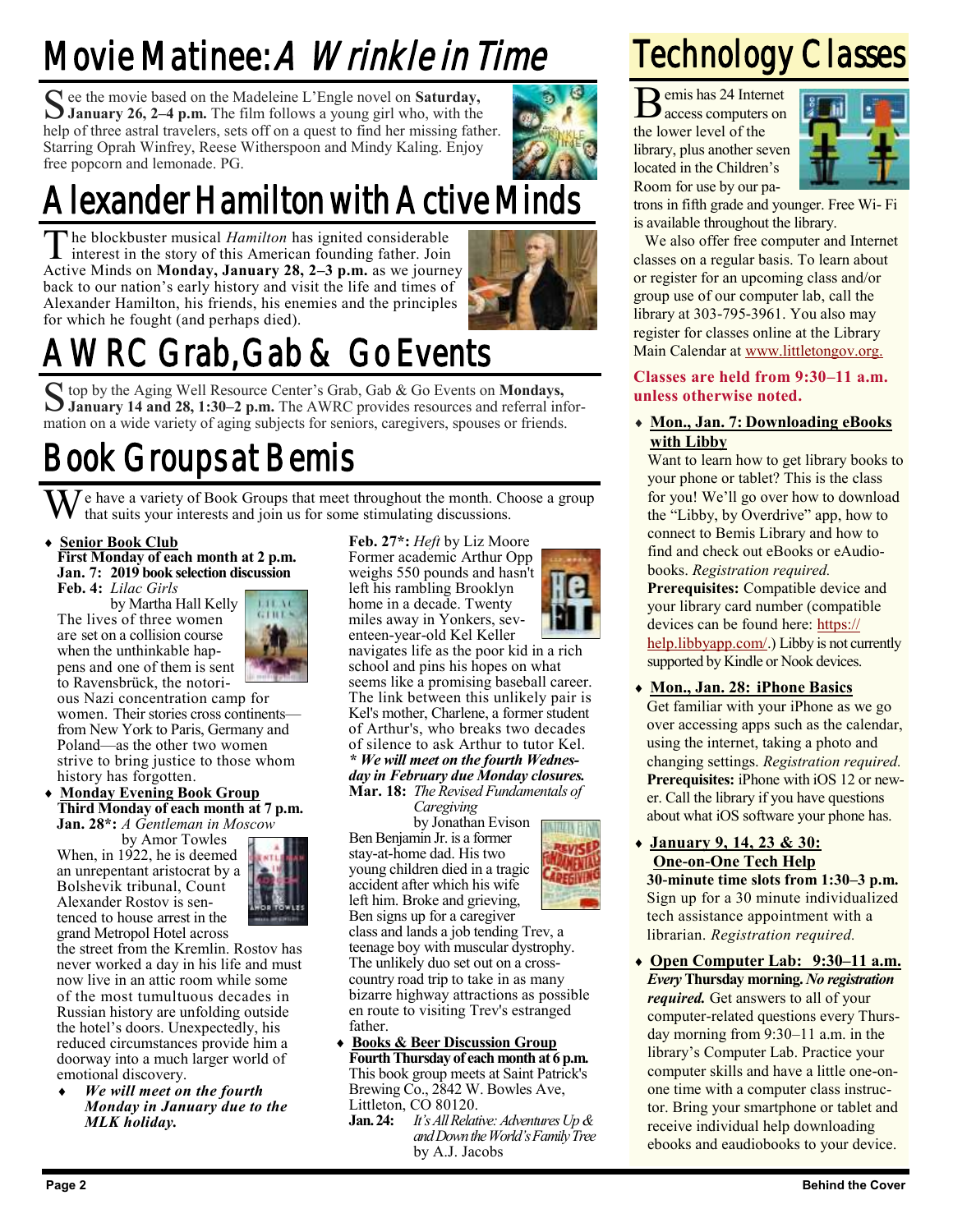# Movie Matinee: *A Wrinkle in Time*

See the movie based on the Madeleine L'Engle novel on **Saturday, January 26, 2–4 p.m.** The film follows a young girl who, with the help of three astral travelers, sets off on a quest to find her missing father. Starring Oprah Winfrey, Reese Witherspoon and Mindy Kaling. Enjoy free popcorn and lemonade. PG.

# Alexander Hamilton with Active Minds

The blockbuster musical *Hamilton* has ignited considerable interest in the story of this American founding father. Join Active Minds on **Monday, January 28, 2–3 p.m.** as we journey back to our nation's early history and visit the life and times of Alexander Hamilton, his friends, his enemies and the principles for which he fought (and perhaps died).

# AWRC Grab, Gab & Go Events

Stop by the Aging Well Resource Center's Grab, Gab & Go Events on **Mondays, January 14 and 28, 1:30–2 p.m.** The AWRC provides resources and referral information on a wide variety of aging subjects for seniors, caregivers, spouses or friends.

# Book Groups at Bemis

We have a variety of Book Groups that meet throughout the month. Choose a group that suits your interests and join us for some stimulating discussions.

- **Senior Book Club**
  **First Monday of each month at 2 p.m.**
  **Jan. 7: 2019 book selection discussion**
  **Feb. 4:** *Lilac Girls* by Martha Hall Kelly
  The lives of three women are set on a collision course when the unthinkable happens and one of them is sent to Ravensbrück, the notorious Nazi concentration camp for women. Their stories cross continents—from New York to Paris, Germany and Poland—as the other two women strive to bring justice to those whom history has forgotten.

- **Monday Evening Book Group**
  **Third Monday of each month at 7 p.m.**
  **Jan. 28*:** *A Gentleman in Moscow* by Amor Towles
  When, in 1922, he is deemed an unrepentant aristocrat by a Bolshevik tribunal, Count Alexander Rostov is sentenced to house arrest in the grand Metropol Hotel across the street from the Kremlin. Rostov has never worked a day in his life and must now live in an attic room while some of the most tumultuous decades in Russian history are unfolding outside the hotel's doors. Unexpectedly, his reduced circumstances provide him a doorway into a much larger world of emotional discovery.
  - ***We will meet on the fourth Monday in January due to the MLK holiday.***

  **Feb. 27*:** *Heft* by Liz Moore
  Former academic Arthur Opp weighs 550 pounds and hasn't left his rambling Brooklyn home in a decade. Twenty miles away in Yonkers, seventeen-year-old Kel Keller navigates life as the poor kid in a rich school and pins his hopes on what seems like a promising baseball career. The link between this unlikely pair is Kel's mother, Charlene, a former student of Arthur's, who breaks two decades of silence to ask Arthur to tutor Kel.
  ***\* We will meet on the fourth Wednesday in February due Monday closures.***
  **Mar. 18:** *The Revised Fundamentals of Caregiving* by Jonathan Evison
  Ben Benjamin Jr. is a former stay-at-home dad. His two young children died in a tragic accident after which his wife left him. Broke and grieving, Ben signs up for a caregiver class and lands a job tending Trev, a teenage boy with muscular dystrophy. The unlikely duo set out on a cross-country road trip to take in as many bizarre highway attractions as possible en route to visiting Trev's estranged father.

- **Books & Beer Discussion Group**
  **Fourth Thursday of each month at 6 p.m.**
  This book group meets at Saint Patrick's Brewing Co., 2842 W. Bowles Ave, Littleton, CO 80120.
  **Jan. 24:** *It's All Relative: Adventures Up & and Down the World's Family Tree* by A.J. Jacobs

# Technology Classes

Bemis has 24 Internet access computers on the lower level of the library, plus another seven located in the Children's Room for use by our patrons in fifth grade and younger. Free Wi- Fi is available throughout the library.

We also offer free computer and Internet classes on a regular basis. To learn about or register for an upcoming class and/or group use of our computer lab, call the library at 303-795-3961. You also may register for classes online at the Library Main Calendar at www.littletongov.org.

**Classes are held from 9:30–11 a.m. unless otherwise noted.**

- **Mon., Jan. 7: Downloading eBooks with Libby**
  Want to learn how to get library books to your phone or tablet? This is the class for you! We'll go over how to download the "Libby, by Overdrive" app, how to connect to Bemis Library and how to find and check out eBooks or eAudiobooks. *Registration required.*
  **Prerequisites:** Compatible device and your library card number (compatible devices can be found here: https://help.libbyapp.com/.) Libby is not currently supported by Kindle or Nook devices.

- **Mon., Jan. 28: iPhone Basics**
  Get familiar with your iPhone as we go over accessing apps such as the calendar, using the internet, taking a photo and changing settings. *Registration required.*
  **Prerequisites:** iPhone with iOS 12 or newer. Call the library if you have questions about what iOS software your phone has.

- **January 9, 14, 23 & 30: One-on-One Tech Help**
  **30-minute time slots from 1:30–3 p.m.**
  Sign up for a 30 minute individualized tech assistance appointment with a librarian. *Registration required.*

- **Open Computer Lab: 9:30–11 a.m.**
  ***Every* Thursday morning. *No registration required.*** Get answers to all of your computer-related questions every Thursday morning from 9:30–11 a.m. in the library's Computer Lab. Practice your computer skills and have a little one-on-one time with a computer class instructor. Bring your smartphone or tablet and receive individual help downloading ebooks and eaudiobooks to your device.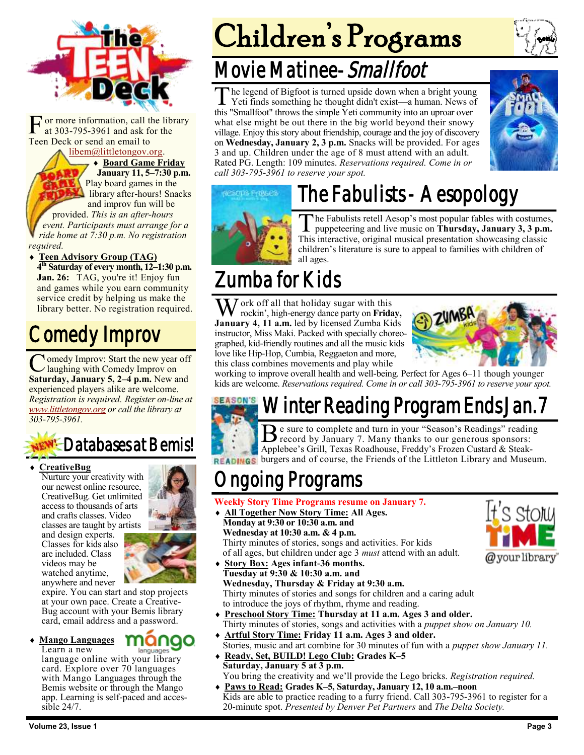# The Teen Deck

For more information, call the library at 303-795-3961 and ask for the Teen Deck or send an email to libem@littletongov.org.

- **Board Game Friday**
  **January 11, 5–7:30 p.m.**
  Play board games in the library after-hours! Snacks and improv fun will be provided. *This is an after-hours event. Participants must arrange for a ride home at 7:30 p.m. No registration required.*
- **Teen Advisory Group (TAG)**
  **4th Saturday of every month, 12–1:30 p.m.**
  **Jan. 26:** TAG, you're it! Enjoy fun and games while you earn community service credit by helping us make the library better. No registration required.

## Comedy Improv

Comedy Improv: Start the new year off laughing with Comedy Improv on **Saturday, January 5, 2–4 p.m.** New and experienced players alike are welcome. *Registration is required. Register on-line at www.littletongov.org or call the library at 303-795-3961.*

## NEW! Databases at Bemis!

- **CreativeBug**
  Nurture your creativity with our newest online resource, CreativeBug. Get unlimited access to thousands of arts and crafts classes. Video classes are taught by artists and design experts. Classes for kids also are included. Class videos may be watched anytime, anywhere and never expire. You can start and stop projects at your own pace. Create a CreativeBug account with your Bemis library card, email address and a password.
- **Mango Languages**
  Learn a new language online with your library card. Explore over 70 languages with Mango Languages through the Bemis website or through the Mango app. Learning is self-paced and accessible 24/7.

# Children's Programs

## Movie Matinee- *Smallfoot*

The legend of Bigfoot is turned upside down when a bright young Yeti finds something he thought didn't exist—a human. News of this "Smallfoot" throws the simple Yeti community into an uproar over what else might be out there in the big world beyond their snowy village. Enjoy this story about friendship, courage and the joy of discovery on **Wednesday, January 2, 3 p.m.** Snacks will be provided. For ages 3 and up. Children under the age of 8 must attend with an adult. Rated PG. Length: 109 minutes. *Reservations required. Come in or call 303-795-3961 to reserve your spot.*

## The Fabulists - Aesopology

The Fabulists retell Aesop's most popular fables with costumes, puppeteering and live music on **Thursday, January 3, 3 p.m.** This interactive, original musical presentation showcasing classic children's literature is sure to appeal to families with children of all ages.

## Zumba for Kids

Work off all that holiday sugar with this rockin', high-energy dance party on **Friday, January 4, 11 a.m.** led by licensed Zumba Kids instructor, Miss Maki. Packed with specially choreographed, kid-friendly routines and all the music kids love like Hip-Hop, Cumbia, Reggaeton and more, this class combines movements and play while working to improve overall health and well-being. Perfect for Ages 6–11 though younger kids are welcome. *Reservations required. Come in or call 303-795-3961 to reserve your spot.*

## Winter Reading Program Ends Jan. 7

Be sure to complete and turn in your "Season's Readings" reading record by January 7. Many thanks to our generous sponsors: Applebee's Grill, Texas Roadhouse, Freddy's Frozen Custard & Steakburgers and of course, the Friends of the Littleton Library and Museum.

## Ongoing Programs

**Weekly Story Time Programs resume on January 7.**

- **All Together Now Story Time:** **All Ages.**
  **Monday at 9:30 or 10:30 a.m. and**
  **Wednesday at 10:30 a.m. & 4 p.m.**
  Thirty minutes of stories, songs and activities. For kids of all ages, but children under age 3 *must* attend with an adult.
- **Story Box:** **Ages infant-36 months.**
  **Tuesday at 9:30 & 10:30 a.m. and**
  **Wednesday, Thursday & Friday at 9:30 a.m.**
  Thirty minutes of stories and songs for children and a caring adult to introduce the joys of rhythm, rhyme and reading.
- **Preschool Story Time:** **Thursday at 11 a.m. Ages 3 and older.**
  Thirty minutes of stories, songs and activities with a *puppet show on January 10.*
- **Artful Story Time:** **Friday 11 a.m. Ages 3 and older.**
  Stories, music and art combine for 30 minutes of fun with a *puppet show January 11.*
- **Ready, Set, BUILD! Lego Club:** **Grades K–5**
  **Saturday, January 5 at 3 p.m.**
  You bring the creativity and we'll provide the Lego bricks. *Registration required.*
- **Paws to Read:** **Grades K–5, Saturday, January 12, 10 a.m.–noon**
  Kids are able to practice reading to a furry friend. Call 303-795-3961 to register for a 20-minute spot. *Presented by Denver Pet Partners* and *The Delta Society.*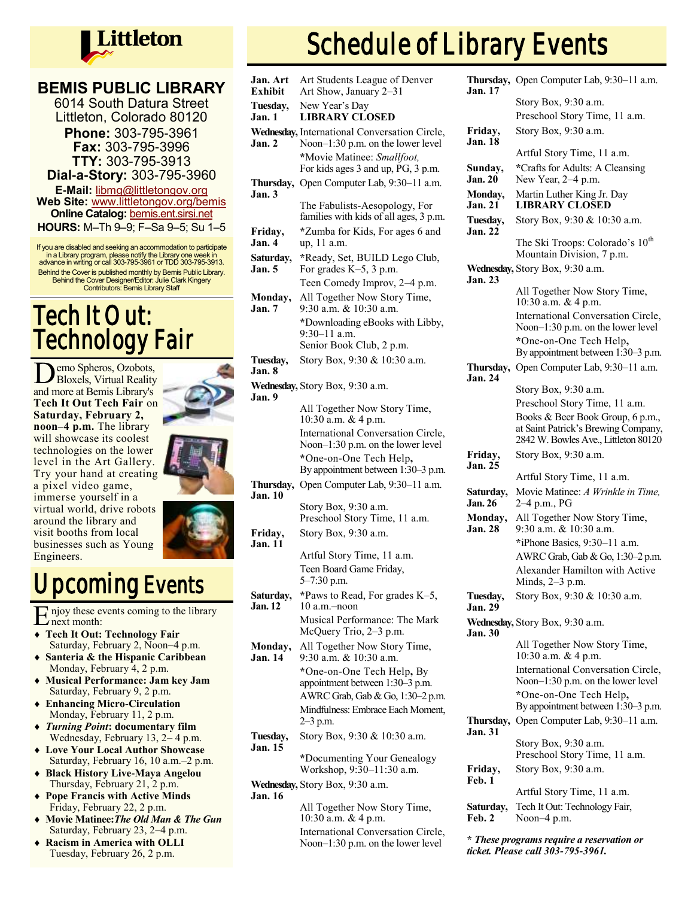Littleton

## BEMIS PUBLIC LIBRARY

6014 South Datura Street
Littleton, Colorado 80120

**Phone:** 303-795-3961
**Fax:** 303-795-3996
**TTY:** 303-795-3913
**Dial-a-Story:** 303-795-3960
**E-Mail:** libmg@littletongov.org
**Web Site:** www.littletongov.org/bemis
**Online Catalog:** bemis.ent.sirsi.net
**HOURS:** M–Th 9–9; F–Sa 9–5; Su 1–5

If you are disabled and seeking an accommodation to participate in a Library program, please notify the Library one week in advance in writing or call 303-795-3961 or TDD 303-795-3913.

Behind the Cover is published monthly by Bemis Public Library.
Behind the Cover Designer/Editor: Julie Clark Kingery
Contributors: Bemis Library Staff

# Tech It Out: Technology Fair

Demo Spheros, Ozobots, Bloxels, Virtual Reality and more at Bemis Library's **Tech It Out Tech Fair** on **Saturday, February 2, noon–4 p.m.** The library will showcase its coolest technologies on the lower level in the Art Gallery. Try your hand at creating a pixel video game, immerse yourself in a virtual world, drive robots around the library and visit booths from local businesses such as Young Engineers.

# Upcoming Events

Enjoy these events coming to the library next month:

- **Tech It Out: Technology Fair**
  Saturday, February 2, Noon–4 p.m.
- **Santeria & the Hispanic Caribbean**
  Monday, February 4, 2 p.m.
- **Musical Performance: Jam key Jam**
  Saturday, February 9, 2 p.m.
- **Enhancing Micro-Circulation**
  Monday, February 11, 2 p.m.
- ***Turning Point*: documentary film**
  Wednesday, February 13, 2– 4 p.m.
- **Love Your Local Author Showcase**
  Saturday, February 16, 10 a.m.–2 p.m.
- **Black History Live-Maya Angelou**
  Thursday, February 21, 2 p.m.
- **Pope Francis with Active Minds**
  Friday, February 22, 2 p.m.
- **Movie Matinee:*The Old Man & The Gun***
  Saturday, February 23, 2–4 p.m.
- **Racism in America with OLLI**
  Tuesday, February 26, 2 p.m.

# Schedule of Library Events

**Jan. Art Exhibit** — Art Students League of Denver Art Show, January 2–31

**Tuesday, Jan. 1** — New Year's Day **LIBRARY CLOSED**

**Wednesday, Jan. 2**
- International Conversation Circle, Noon–1:30 p.m. on the lower level
- *Movie Matinee: *Smallfoot,* For kids ages 3 and up, PG, 3 p.m.

**Thursday, Jan. 3**
- Open Computer Lab, 9:30–11 a.m.
- The Fabulists-Aesopology, For families with kids of all ages, 3 p.m.

**Friday, Jan. 4**
- *Zumba for Kids, For ages 6 and up, 11 a.m.

**Saturday, Jan. 5**
- *Ready, Set, BUILD Lego Club, For grades K–5, 3 p.m.
- Teen Comedy Improv, 2–4 p.m.

**Monday, Jan. 7**
- All Together Now Story Time, 9:30 a.m. & 10:30 a.m.
- *Downloading eBooks with Libby, 9:30–11 a.m.
- Senior Book Club, 2 p.m.

**Tuesday, Jan. 8**
- Story Box, 9:30 & 10:30 a.m.

**Wednesday, Jan. 9**
- Story Box, 9:30 a.m.
- All Together Now Story Time, 10:30 a.m. & 4 p.m.
- International Conversation Circle, Noon–1:30 p.m. on the lower level
- *One-on-One Tech Help, By appointment between 1:30–3 p.m.

**Thursday, Jan. 10**
- Open Computer Lab, 9:30–11 a.m.
- Story Box, 9:30 a.m.
- Preschool Story Time, 11 a.m.

**Friday, Jan. 11**
- Story Box, 9:30 a.m.
- Artful Story Time, 11 a.m.
- Teen Board Game Friday, 5–7:30 p.m.

**Saturday, Jan. 12**
- *Paws to Read, For grades K–5, 10 a.m.–noon
- Musical Performance: The Mark McQuery Trio, 2–3 p.m.

**Monday, Jan. 14**
- All Together Now Story Time, 9:30 a.m. & 10:30 a.m.
- *One-on-One Tech Help, By appointment between 1:30–3 p.m.
- AWRC Grab, Gab & Go, 1:30–2 p.m.
- Mindfulness: Embrace Each Moment, 2–3 p.m.

**Tuesday, Jan. 15**
- Story Box, 9:30 & 10:30 a.m.
- *Documenting Your Genealogy Workshop, 9:30–11:30 a.m.

**Wednesday, Jan. 16**
- Story Box, 9:30 a.m.
- All Together Now Story Time, 10:30 a.m. & 4 p.m.
- International Conversation Circle, Noon–1:30 p.m. on the lower level

**Thursday, Jan. 17**
- Open Computer Lab, 9:30–11 a.m.
- Story Box, 9:30 a.m.
- Preschool Story Time, 11 a.m.

**Friday, Jan. 18**
- Story Box, 9:30 a.m.
- Artful Story Time, 11 a.m.

**Sunday, Jan. 20**
- *Crafts for Adults: A Cleansing New Year, 2–4 p.m.

**Monday, Jan. 21** — Martin Luther King Jr. Day **LIBRARY CLOSED**

**Tuesday, Jan. 22**
- Story Box, 9:30 & 10:30 a.m.
- The Ski Troops: Colorado's 10th Mountain Division, 7 p.m.

**Wednesday, Jan. 23**
- Story Box, 9:30 a.m.
- All Together Now Story Time, 10:30 a.m. & 4 p.m.
- International Conversation Circle, Noon–1:30 p.m. on the lower level
- *One-on-One Tech Help, By appointment between 1:30–3 p.m.

**Thursday, Jan. 24**
- Open Computer Lab, 9:30–11 a.m.
- Story Box, 9:30 a.m.
- Preschool Story Time, 11 a.m.
- Books & Beer Book Group, 6 p.m., at Saint Patrick's Brewing Company, 2842 W. Bowles Ave., Littleton 80120

**Friday, Jan. 25**
- Story Box, 9:30 a.m.
- Artful Story Time, 11 a.m.

**Saturday, Jan. 26**
- Movie Matinee: *A Wrinkle in Time,* 2–4 p.m., PG

**Monday, Jan. 28**
- All Together Now Story Time, 9:30 a.m. & 10:30 a.m.
- *iPhone Basics, 9:30–11 a.m.
- AWRC Grab, Gab & Go, 1:30–2 p.m.
- Alexander Hamilton with Active Minds, 2–3 p.m.

**Tuesday, Jan. 29**
- Story Box, 9:30 & 10:30 a.m.

**Wednesday, Jan. 30**
- Story Box, 9:30 a.m.
- All Together Now Story Time, 10:30 a.m. & 4 p.m.
- International Conversation Circle, Noon–1:30 p.m. on the lower level
- *One-on-One Tech Help, By appointment between 1:30–3 p.m.

**Thursday, Jan. 31**
- Open Computer Lab, 9:30–11 a.m.
- Story Box, 9:30 a.m.
- Preschool Story Time, 11 a.m.

**Friday, Feb. 1**
- Story Box, 9:30 a.m.
- Artful Story Time, 11 a.m.

**Saturday, Feb. 2**
- Tech It Out: Technology Fair, Noon–4 p.m.

***\* These programs require a reservation or ticket. Please call 303-795-3961.***